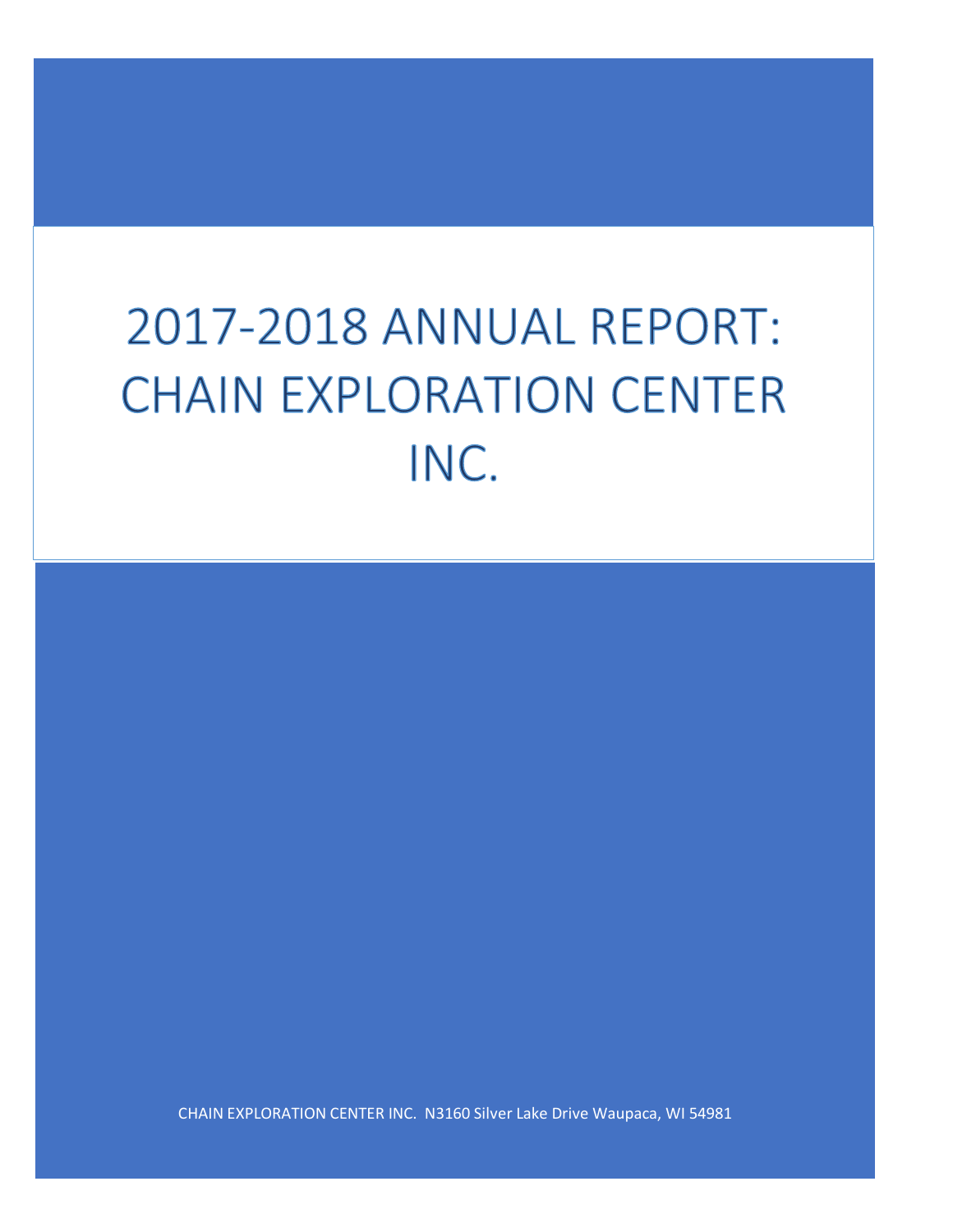# 2017-2018 ANNUAL REPORT: CHAIN EXPLORATION CENTER INC.

CHAIN EXPLORATION CENTER INC. N3160 Silver Lake Drive Waupaca, WI 54981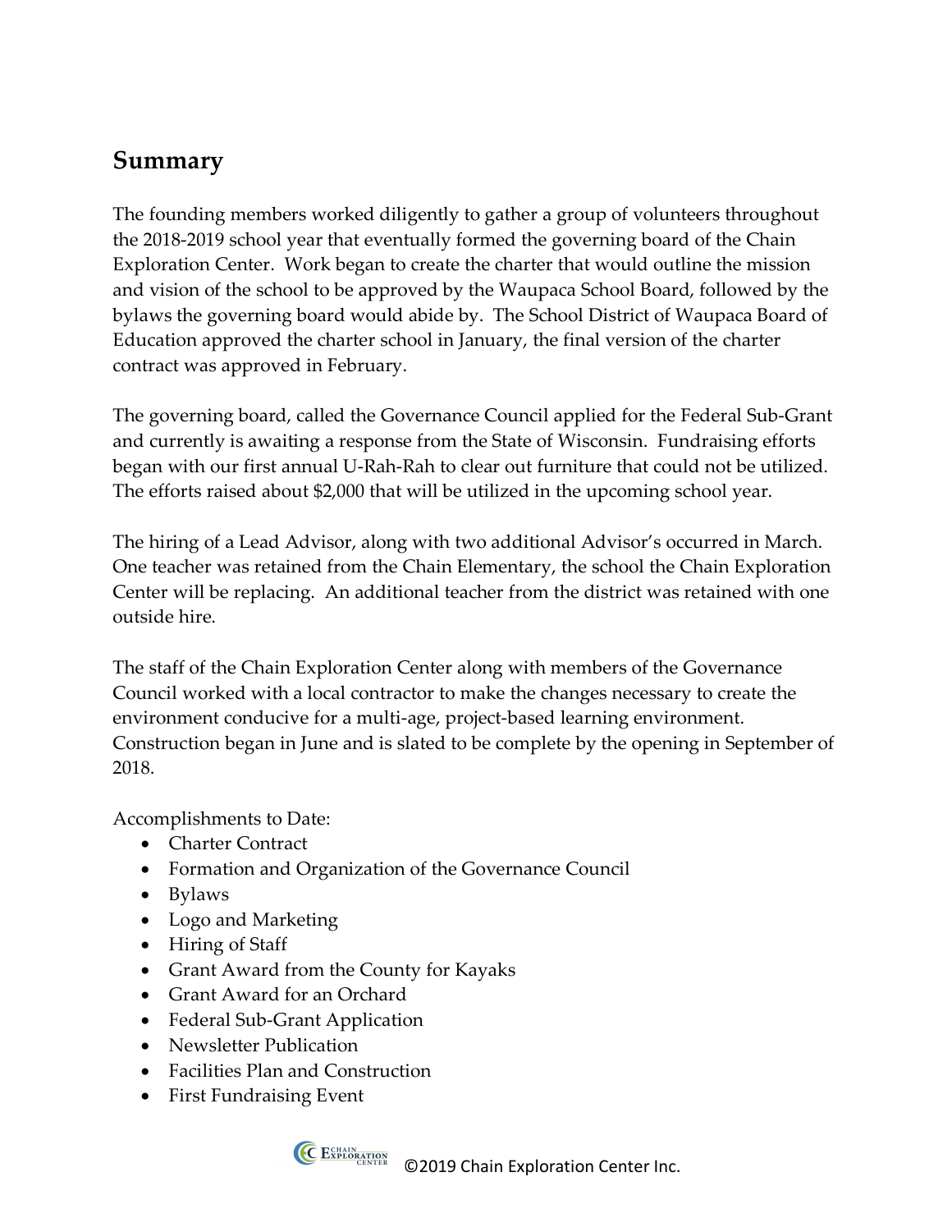## Summary

The founding members worked diligently to gather a group of volunteers throughout the 2018-2019 school year that eventually formed the governing board of the Chain Exploration Center. Work began to create the charter that would outline the mission and vision of the school to be approved by the Waupaca School Board, followed by the bylaws the governing board would abide by. The School District of Waupaca Board of Education approved the charter school in January, the final version of the charter contract was approved in February.

The governing board, called the Governance Council applied for the Federal Sub-Grant and currently is awaiting a response from the State of Wisconsin. Fundraising efforts began with our first annual U-Rah-Rah to clear out furniture that could not be utilized. The efforts raised about $2,000 that will be utilized in the upcoming school year.

The hiring of a Lead Advisor, along with two additional Advisor's occurred in March. One teacher was retained from the Chain Elementary, the school the Chain Exploration Center will be replacing. An additional teacher from the district was retained with one outside hire.

The staff of the Chain Exploration Center along with members of the Governance Council worked with a local contractor to make the changes necessary to create the environment conducive for a multi-age, project-based learning environment. Construction began in June and is slated to be complete by the opening in September of 2018.

Accomplishments to Date:

- Charter Contract
- Formation and Organization of the Governance Council
- Bylaws
- Logo and Marketing
- Hiring of Staff
- Grant Award from the County for Kayaks
- Grant Award for an Orchard
- Federal Sub-Grant Application
- Newsletter Publication
- Facilities Plan and Construction
- First Fundraising Event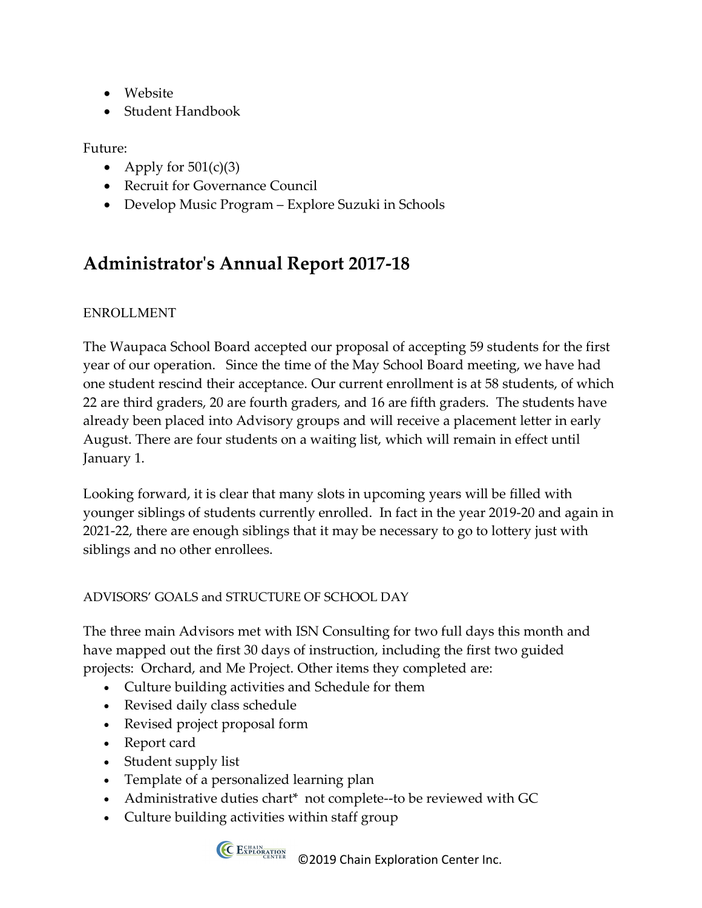- Website
- Student Handbook

Future:

- Apply for 501(c)(3)
- Recruit for Governance Council
- Develop Music Program – Explore Suzuki in Schools

## Administrator's Annual Report 2017-18

ENROLLMENT

The Waupaca School Board accepted our proposal of accepting 59 students for the first year of our operation. Since the time of the May School Board meeting, we have had one student rescind their acceptance. Our current enrollment is at 58 students, of which 22 are third graders, 20 are fourth graders, and 16 are fifth graders. The students have already been placed into Advisory groups and will receive a placement letter in early August. There are four students on a waiting list, which will remain in effect until January 1.

Looking forward, it is clear that many slots in upcoming years will be filled with younger siblings of students currently enrolled. In fact in the year 2019-20 and again in 2021-22, there are enough siblings that it may be necessary to go to lottery just with siblings and no other enrollees.

ADVISORS' GOALS and STRUCTURE OF SCHOOL DAY

The three main Advisors met with ISN Consulting for two full days this month and have mapped out the first 30 days of instruction, including the first two guided projects: Orchard, and Me Project. Other items they completed are:

- Culture building activities and Schedule for them
- Revised daily class schedule
- Revised project proposal form
- Report card
- Student supply list
- Template of a personalized learning plan
- Administrative duties chart* not complete--to be reviewed with GC
- Culture building activities within staff group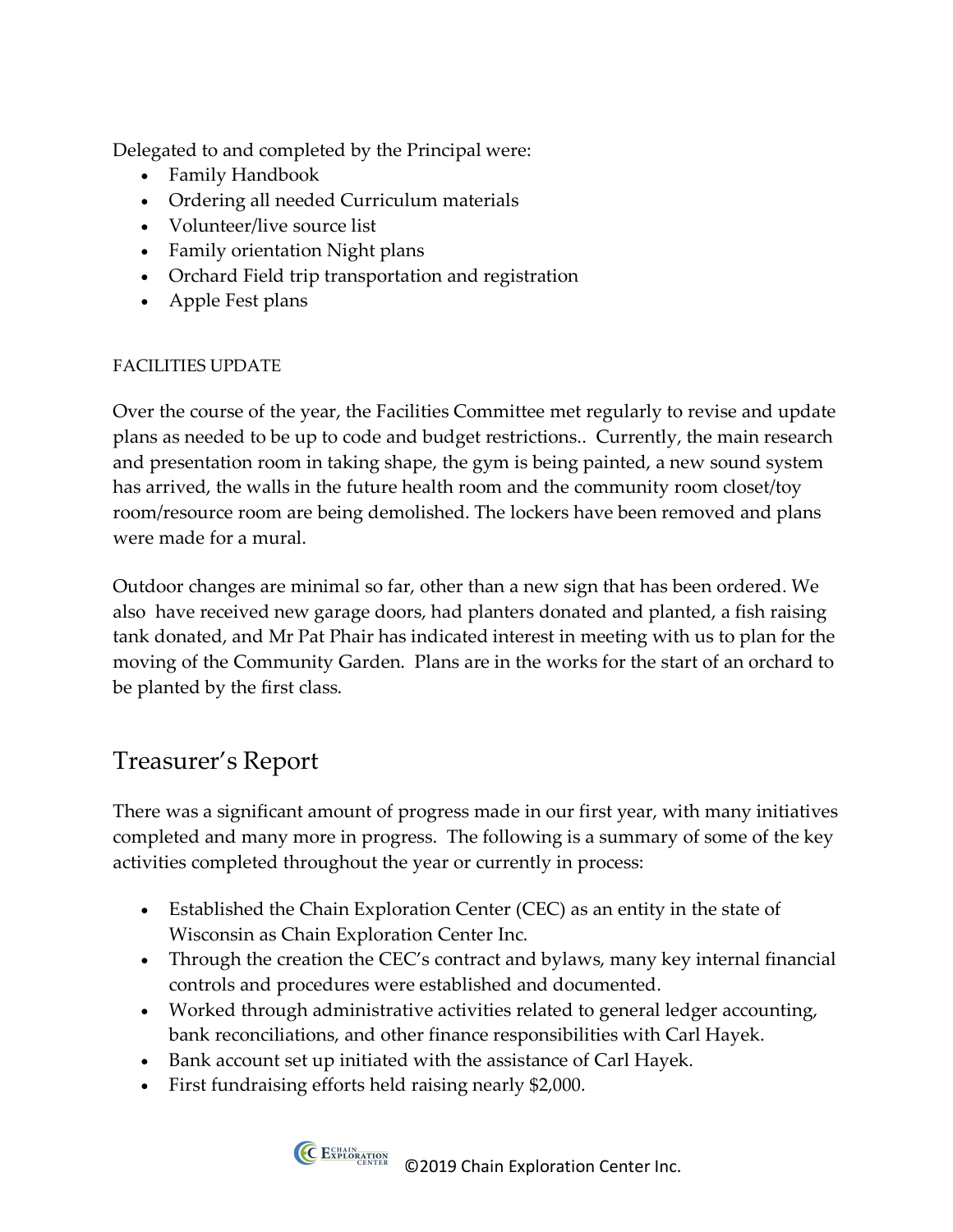Delegated to and completed by the Principal were:

- Family Handbook
- Ordering all needed Curriculum materials
- Volunteer/live source list
- Family orientation Night plans
- Orchard Field trip transportation and registration
- Apple Fest plans

FACILITIES UPDATE

Over the course of the year, the Facilities Committee met regularly to revise and update plans as needed to be up to code and budget restrictions.. Currently, the main research and presentation room in taking shape, the gym is being painted, a new sound system has arrived, the walls in the future health room and the community room closet/toy room/resource room are being demolished. The lockers have been removed and plans were made for a mural.

Outdoor changes are minimal so far, other than a new sign that has been ordered. We also have received new garage doors, had planters donated and planted, a fish raising tank donated, and Mr Pat Phair has indicated interest in meeting with us to plan for the moving of the Community Garden. Plans are in the works for the start of an orchard to be planted by the first class.

## Treasurer's Report

There was a significant amount of progress made in our first year, with many initiatives completed and many more in progress. The following is a summary of some of the key activities completed throughout the year or currently in process:

- Established the Chain Exploration Center (CEC) as an entity in the state of Wisconsin as Chain Exploration Center Inc.
- Through the creation the CEC's contract and bylaws, many key internal financial controls and procedures were established and documented.
- Worked through administrative activities related to general ledger accounting, bank reconciliations, and other finance responsibilities with Carl Hayek.
- Bank account set up initiated with the assistance of Carl Hayek.
- First fundraising efforts held raising nearly $2,000.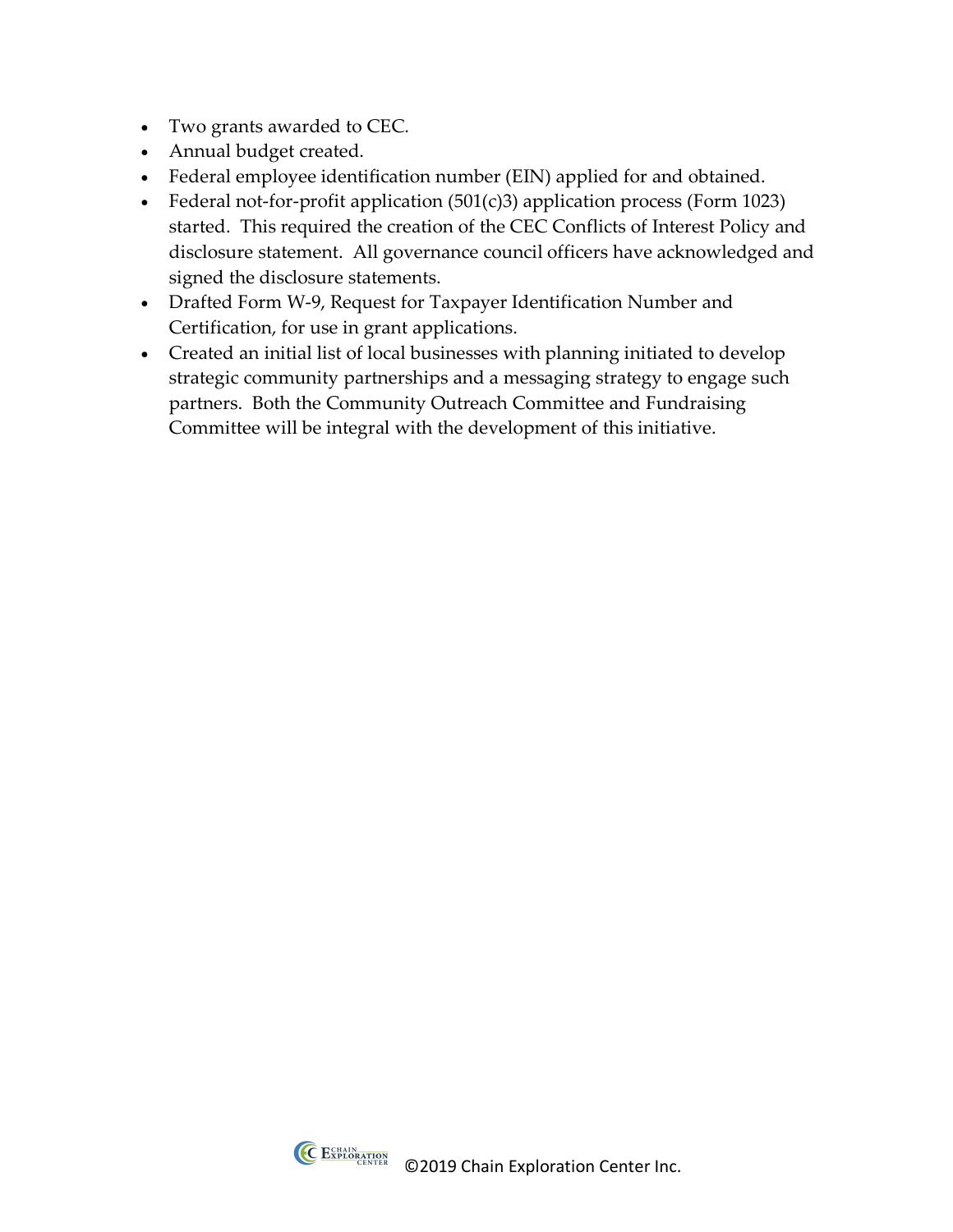- Two grants awarded to CEC.
- Annual budget created.
- Federal employee identification number (EIN) applied for and obtained.
- Federal not-for-profit application (501(c)3) application process (Form 1023) started. This required the creation of the CEC Conflicts of Interest Policy and disclosure statement. All governance council officers have acknowledged and signed the disclosure statements.
- Drafted Form W-9, Request for Taxpayer Identification Number and Certification, for use in grant applications.
- Created an initial list of local businesses with planning initiated to develop strategic community partnerships and a messaging strategy to engage such partners. Both the Community Outreach Committee and Fundraising Committee will be integral with the development of this initiative.